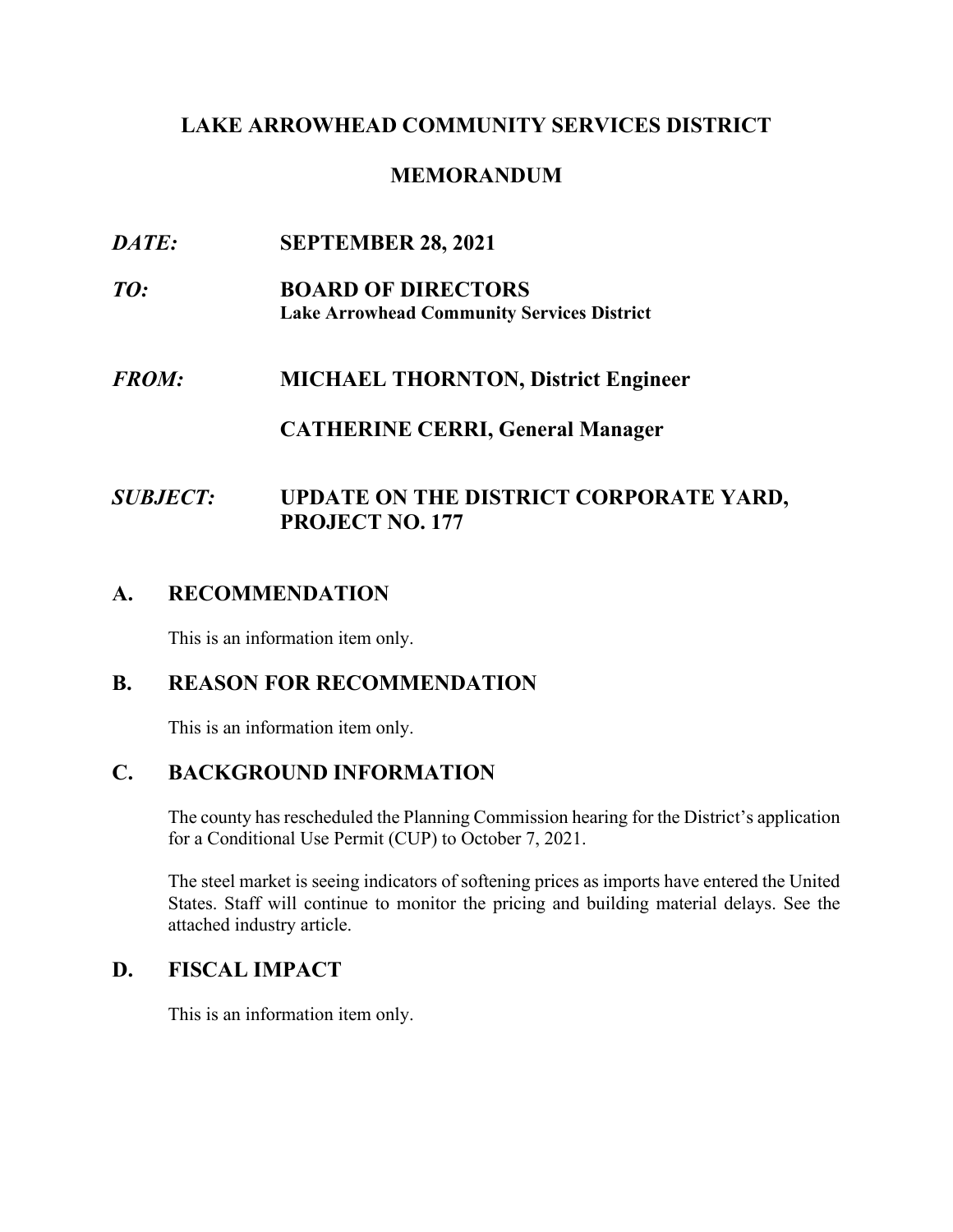# LAKE ARROWHEAD COMMUNITY SERVICES DISTRICT

## MEMORANDUM

***DATE:*** **SEPTEMBER 28, 2021**

***TO:*** **BOARD OF DIRECTORS**
**Lake Arrowhead Community Services District**

***FROM:*** **MICHAEL THORNTON, District Engineer**

**CATHERINE CERRI, General Manager**

***SUBJECT:*** **UPDATE ON THE DISTRICT CORPORATE YARD, PROJECT NO. 177**

## A. RECOMMENDATION

This is an information item only.

## B. REASON FOR RECOMMENDATION

This is an information item only.

## C. BACKGROUND INFORMATION

The county has rescheduled the Planning Commission hearing for the District's application for a Conditional Use Permit (CUP) to October 7, 2021.

The steel market is seeing indicators of softening prices as imports have entered the United States. Staff will continue to monitor the pricing and building material delays. See the attached industry article.

## D. FISCAL IMPACT

This is an information item only.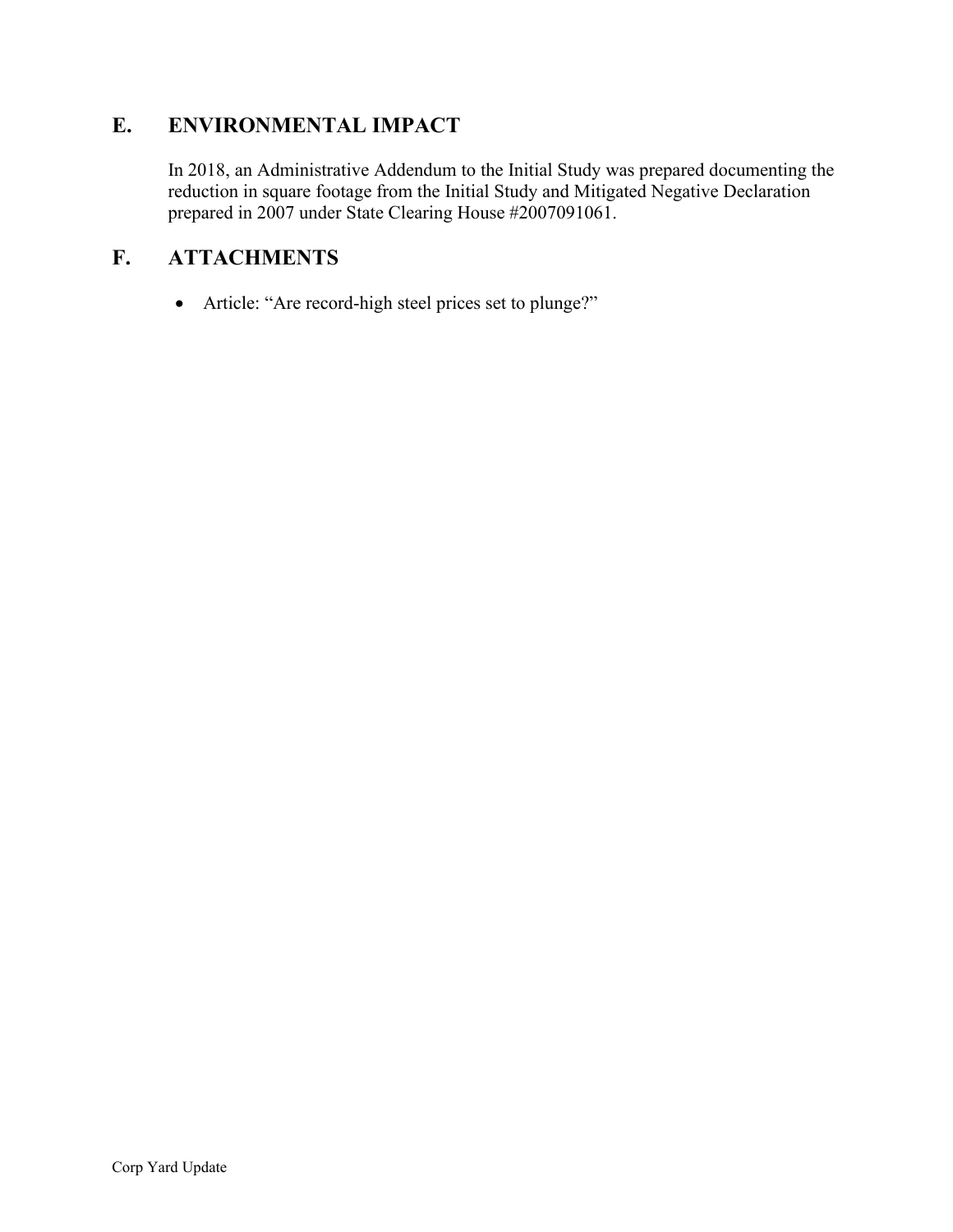## E. ENVIRONMENTAL IMPACT

In 2018, an Administrative Addendum to the Initial Study was prepared documenting the reduction in square footage from the Initial Study and Mitigated Negative Declaration prepared in 2007 under State Clearing House #2007091061.

## F. ATTACHMENTS

- Article: "Are record-high steel prices set to plunge?"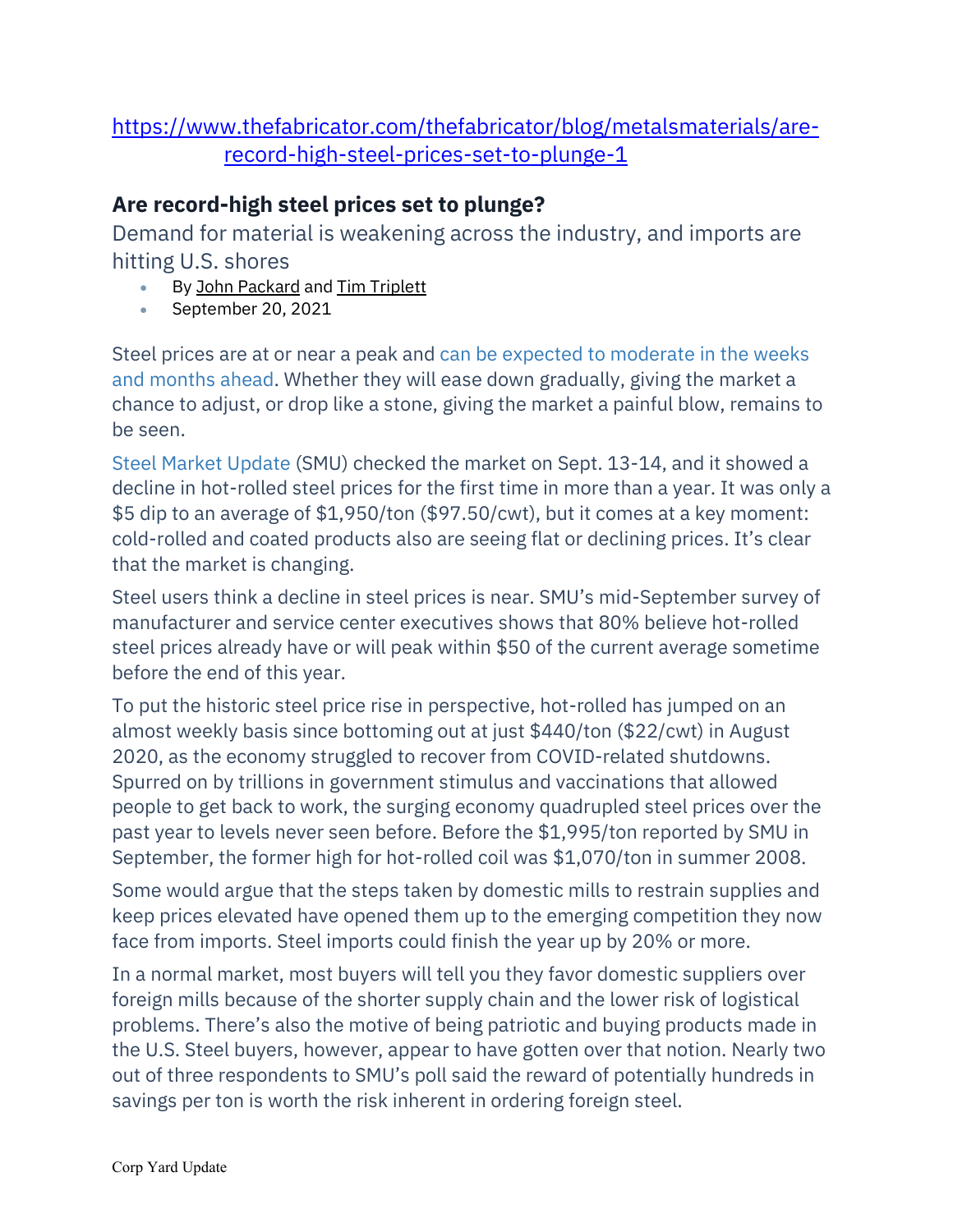https://www.thefabricator.com/thefabricator/blog/metalsmaterials/are-record-high-steel-prices-set-to-plunge-1

## Are record-high steel prices set to plunge?

Demand for material is weakening across the industry, and imports are hitting U.S. shores

- By John Packard and Tim Triplett
- September 20, 2021

Steel prices are at or near a peak and can be expected to moderate in the weeks and months ahead. Whether they will ease down gradually, giving the market a chance to adjust, or drop like a stone, giving the market a painful blow, remains to be seen.

Steel Market Update (SMU) checked the market on Sept. 13-14, and it showed a decline in hot-rolled steel prices for the first time in more than a year. It was only a $5 dip to an average of $1,950/ton ($97.50/cwt), but it comes at a key moment: cold-rolled and coated products also are seeing flat or declining prices. It's clear that the market is changing.

Steel users think a decline in steel prices is near. SMU's mid-September survey of manufacturer and service center executives shows that 80% believe hot-rolled steel prices already have or will peak within $50 of the current average sometime before the end of this year.

To put the historic steel price rise in perspective, hot-rolled has jumped on an almost weekly basis since bottoming out at just $440/ton ($22/cwt) in August 2020, as the economy struggled to recover from COVID-related shutdowns. Spurred on by trillions in government stimulus and vaccinations that allowed people to get back to work, the surging economy quadrupled steel prices over the past year to levels never seen before. Before the $1,995/ton reported by SMU in September, the former high for hot-rolled coil was $1,070/ton in summer 2008.

Some would argue that the steps taken by domestic mills to restrain supplies and keep prices elevated have opened them up to the emerging competition they now face from imports. Steel imports could finish the year up by 20% or more.

In a normal market, most buyers will tell you they favor domestic suppliers over foreign mills because of the shorter supply chain and the lower risk of logistical problems. There's also the motive of being patriotic and buying products made in the U.S. Steel buyers, however, appear to have gotten over that notion. Nearly two out of three respondents to SMU's poll said the reward of potentially hundreds in savings per ton is worth the risk inherent in ordering foreign steel.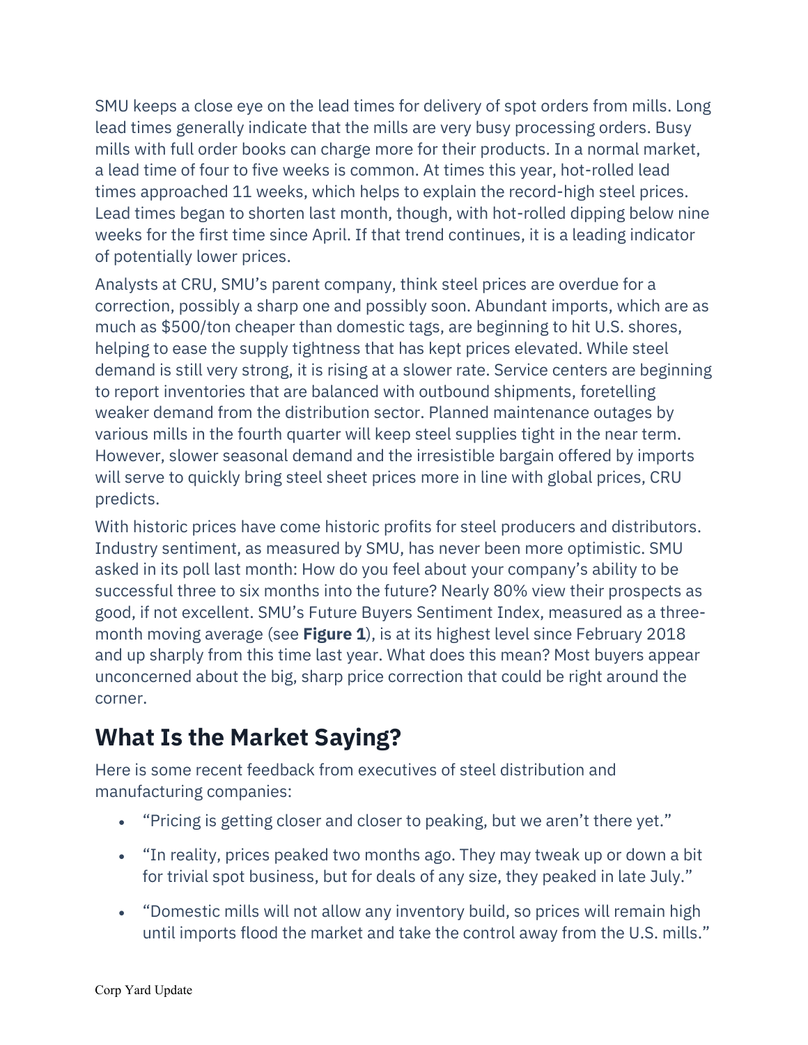SMU keeps a close eye on the lead times for delivery of spot orders from mills. Long lead times generally indicate that the mills are very busy processing orders. Busy mills with full order books can charge more for their products. In a normal market, a lead time of four to five weeks is common. At times this year, hot-rolled lead times approached 11 weeks, which helps to explain the record-high steel prices. Lead times began to shorten last month, though, with hot-rolled dipping below nine weeks for the first time since April. If that trend continues, it is a leading indicator of potentially lower prices.

Analysts at CRU, SMU's parent company, think steel prices are overdue for a correction, possibly a sharp one and possibly soon. Abundant imports, which are as much as $500/ton cheaper than domestic tags, are beginning to hit U.S. shores, helping to ease the supply tightness that has kept prices elevated. While steel demand is still very strong, it is rising at a slower rate. Service centers are beginning to report inventories that are balanced with outbound shipments, foretelling weaker demand from the distribution sector. Planned maintenance outages by various mills in the fourth quarter will keep steel supplies tight in the near term. However, slower seasonal demand and the irresistible bargain offered by imports will serve to quickly bring steel sheet prices more in line with global prices, CRU predicts.

With historic prices have come historic profits for steel producers and distributors. Industry sentiment, as measured by SMU, has never been more optimistic. SMU asked in its poll last month: How do you feel about your company's ability to be successful three to six months into the future? Nearly 80% view their prospects as good, if not excellent. SMU's Future Buyers Sentiment Index, measured as a three-month moving average (see **Figure 1**), is at its highest level since February 2018 and up sharply from this time last year. What does this mean? Most buyers appear unconcerned about the big, sharp price correction that could be right around the corner.

## What Is the Market Saying?

Here is some recent feedback from executives of steel distribution and manufacturing companies:

- "Pricing is getting closer and closer to peaking, but we aren't there yet."
- "In reality, prices peaked two months ago. They may tweak up or down a bit for trivial spot business, but for deals of any size, they peaked in late July."
- "Domestic mills will not allow any inventory build, so prices will remain high until imports flood the market and take the control away from the U.S. mills."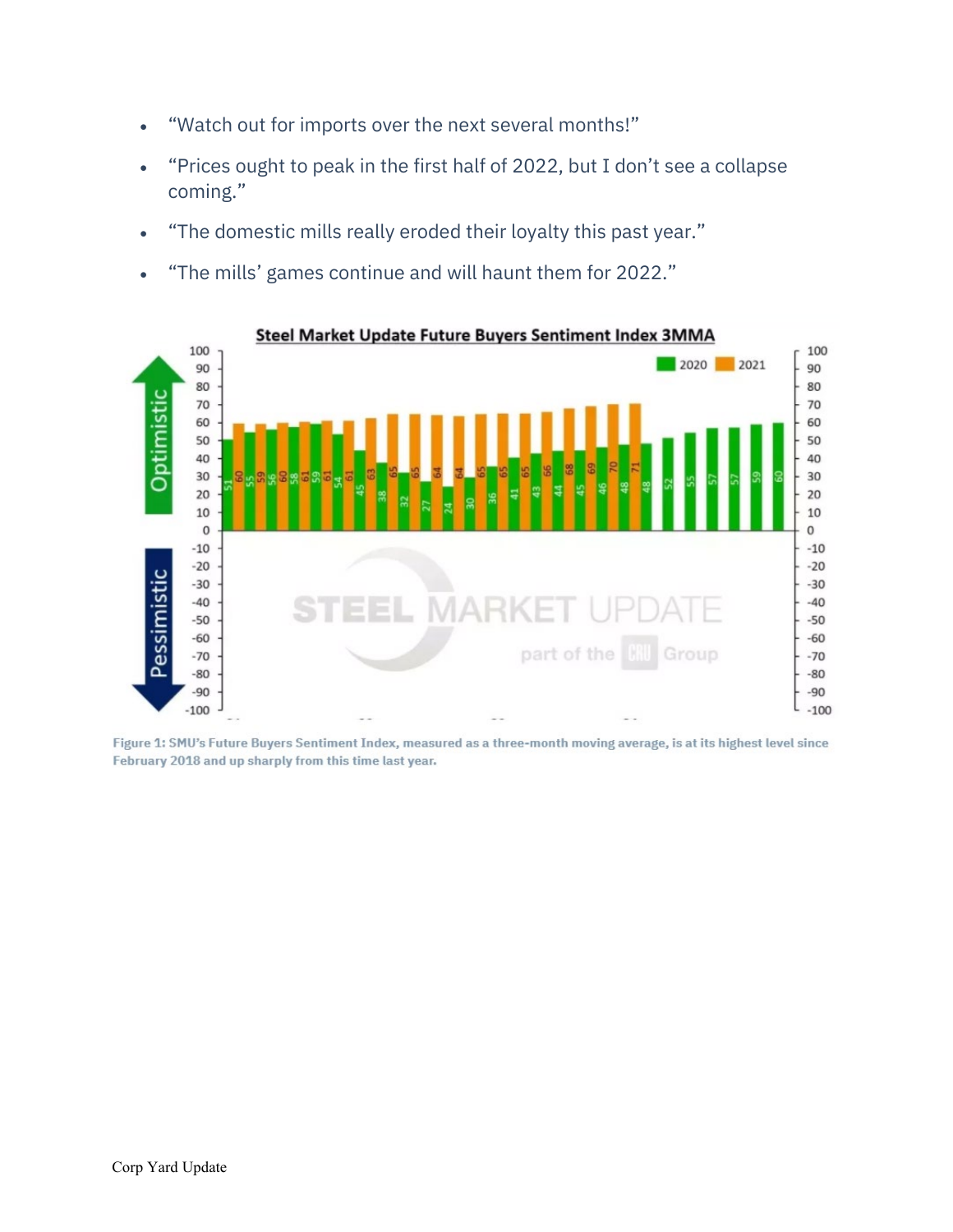- “Watch out for imports over the next several months!”
- “Prices ought to peak in the first half of 2022, but I don’t see a collapse coming.”
- “The domestic mills really eroded their loyalty this past year.”
- “The mills’ games continue and will haunt them for 2022.”

Steel Market Update Future Buyers Sentiment Index 3MMA

Optimistic

Pessimistic

2020 2021

100 90 80 70 60 50 40 30 20 10 0 -10 -20 -30 -40 -50 -60 -70 -80 -90 -100

51 60 55 59 56 60 58 61 59 61 54 61 45 63 38 65 32 65 27 64 24 64 30 65 36 65 41 65 43 66 44 68 45 69 46 70 48 71 48 52 55 57 57 59 60

STEEL MARKET UPDATE part of the CRU Group

Figure 1: SMU’s Future Buyers Sentiment Index, measured as a three-month moving average, is at its highest level since February 2018 and up sharply from this time last year.